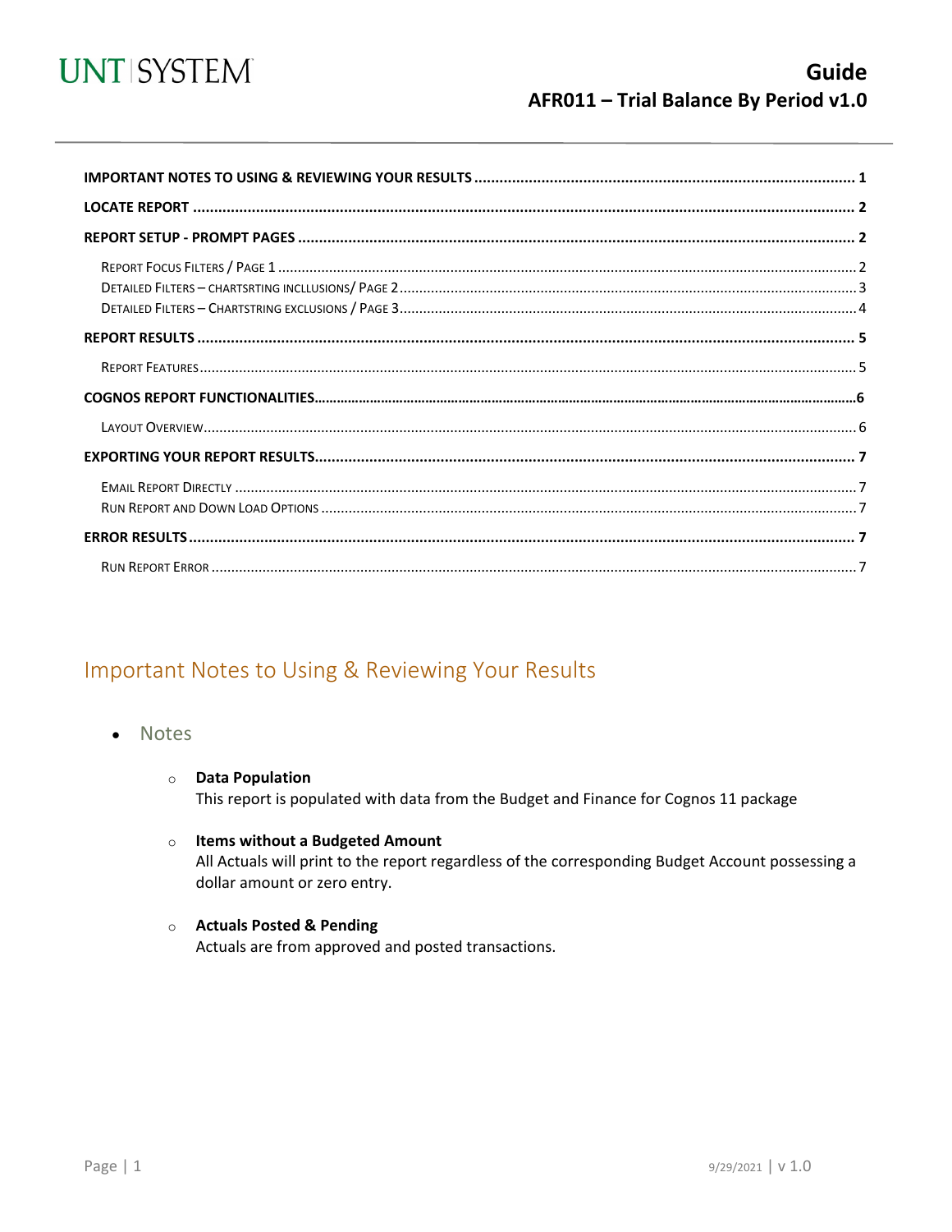UNT | SYSTEM

# Guide
## AFR011 – Trial Balance By Period v1.0

**IMPORTANT NOTES TO USING & REVIEWING YOUR RESULTS** ........ 1

**LOCATE REPORT** ........ 2

**REPORT SETUP - PROMPT PAGES** ........ 2

- Report Focus Filters / Page 1 ........ 2
- Detailed Filters – Chartsrting Incllusions/ Page 2 ........ 3
- Detailed Filters – Chartstring Exclusions / Page 3 ........ 4

**REPORT RESULTS** ........ 5

- Report Features ........ 5

**COGNOS REPORT FUNCTIONALITIES** ........ 6

- Layout Overview ........ 6

**EXPORTING YOUR REPORT RESULTS** ........ 7

- Email Report Directly ........ 7
- Run Report and Down Load Options ........ 7

**ERROR RESULTS** ........ 7

- Run Report Error ........ 7

## Important Notes to Using & Reviewing Your Results

- Notes
  - **Data Population**
    This report is populated with data from the Budget and Finance for Cognos 11 package
  - **Items without a Budgeted Amount**
    All Actuals will print to the report regardless of the corresponding Budget Account possessing a dollar amount or zero entry.
  - **Actuals Posted & Pending**
    Actuals are from approved and posted transactions.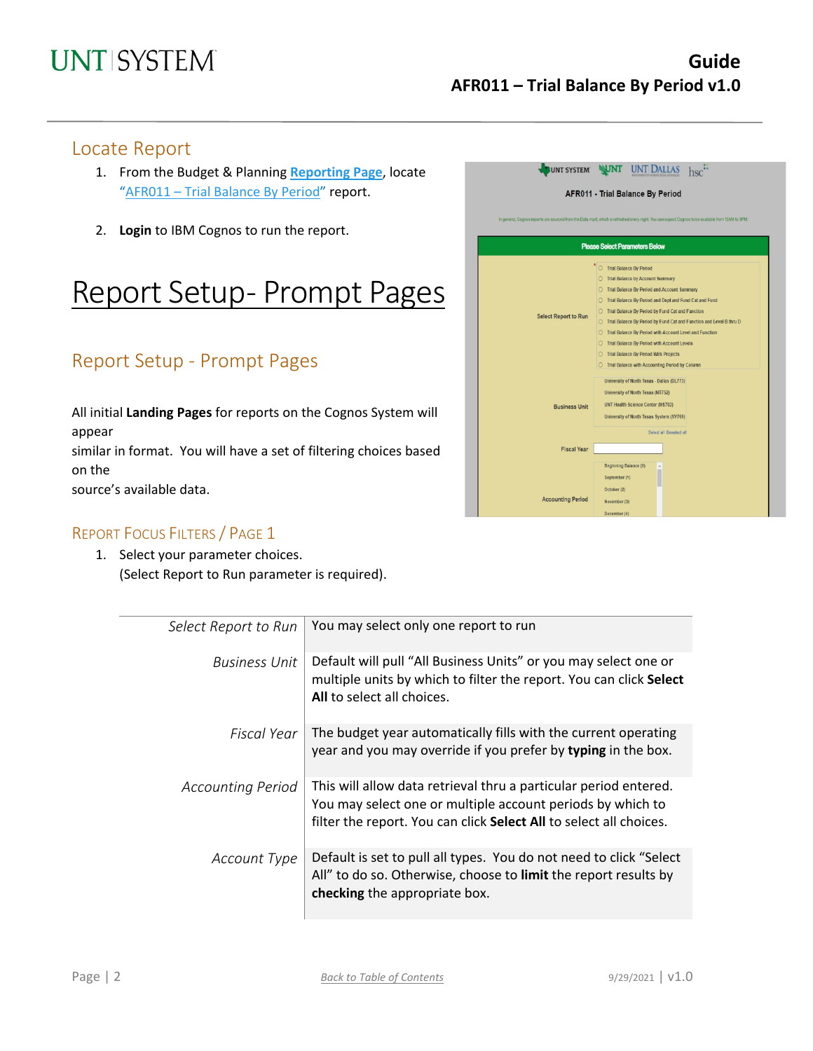## Locate Report

1. From the Budget & Planning **Reporting Page**, locate "AFR011 – Trial Balance By Period" report.

2. **Login** to IBM Cognos to run the report.

# Report Setup- Prompt Pages

## Report Setup - Prompt Pages

All initial **Landing Pages** for reports on the Cognos System will appear
similar in format. You will have a set of filtering choices based on the
source's available data.

### Report Focus Filters / Page 1

1. Select your parameter choices.
   (Select Report to Run parameter is required).

| | |
|---|---|
| *Select Report to Run* | You may select only one report to run |
| *Business Unit* | Default will pull "All Business Units" or you may select one or multiple units by which to filter the report. You can click **Select All** to select all choices. |
| *Fiscal Year* | The budget year automatically fills with the current operating year and you may override if you prefer by **typing** in the box. |
| *Accounting Period* | This will allow data retrieval thru a particular period entered. You may select one or multiple account periods by which to filter the report. You can click **Select All** to select all choices. |
| *Account Type* | Default is set to pull all types. You do not need to click "Select All" to do so. Otherwise, choose to **limit** the report results by **checking** the appropriate box. |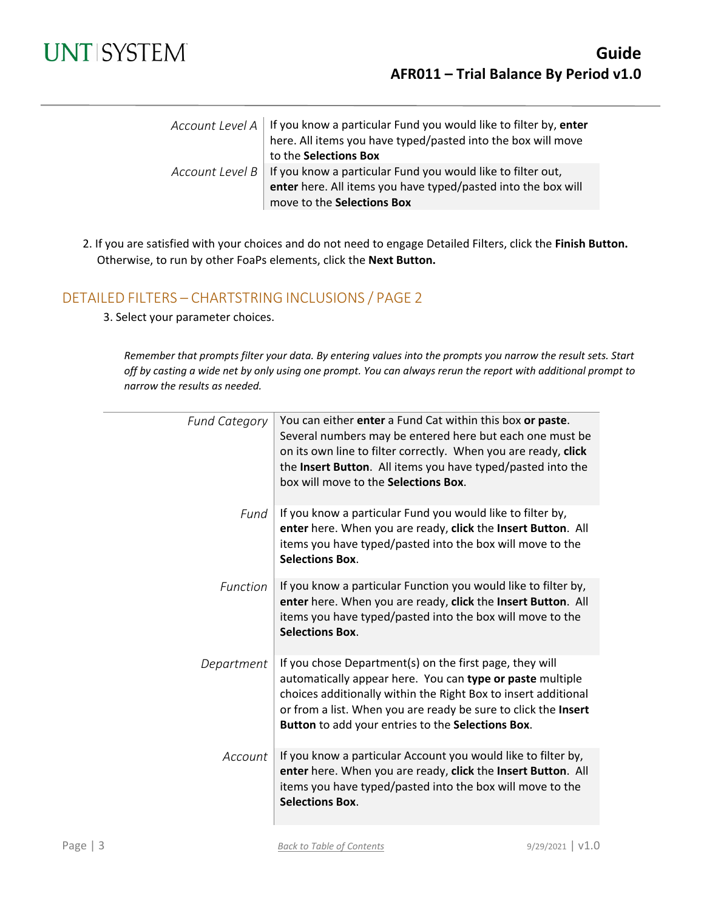| | |
|---|---|
| *Account Level A* | If you know a particular Fund you would like to filter by, **enter** here. All items you have typed/pasted into the box will move to the **Selections Box** |
| *Account Level B* | If you know a particular Fund you would like to filter out, **enter** here. All items you have typed/pasted into the box will move to the **Selections Box** |

2. If you are satisfied with your choices and do not need to engage Detailed Filters, click the **Finish Button.** Otherwise, to run by other FoaPs elements, click the **Next Button.**

## DETAILED FILTERS – CHARTSTRING INCLUSIONS / PAGE 2

3. Select your parameter choices.

*Remember that prompts filter your data. By entering values into the prompts you narrow the result sets. Start off by casting a wide net by only using one prompt. You can always rerun the report with additional prompt to narrow the results as needed.*

| | |
|---|---|
| *Fund Category* | You can either **enter** a Fund Cat within this box **or paste**. Several numbers may be entered here but each one must be on its own line to filter correctly. When you are ready, **click** the **Insert Button**. All items you have typed/pasted into the box will move to the **Selections Box**. |
| *Fund* | If you know a particular Fund you would like to filter by, **enter** here. When you are ready, **click** the **Insert Button**. All items you have typed/pasted into the box will move to the **Selections Box**. |
| *Function* | If you know a particular Function you would like to filter by, **enter** here. When you are ready, **click** the **Insert Button**. All items you have typed/pasted into the box will move to the **Selections Box**. |
| *Department* | If you chose Department(s) on the first page, they will automatically appear here. You can **type or paste** multiple choices additionally within the Right Box to insert additional or from a list. When you are ready be sure to click the **Insert Button** to add your entries to the **Selections Box**. |
| *Account* | If you know a particular Account you would like to filter by, **enter** here. When you are ready, **click** the **Insert Button**. All items you have typed/pasted into the box will move to the **Selections Box**. |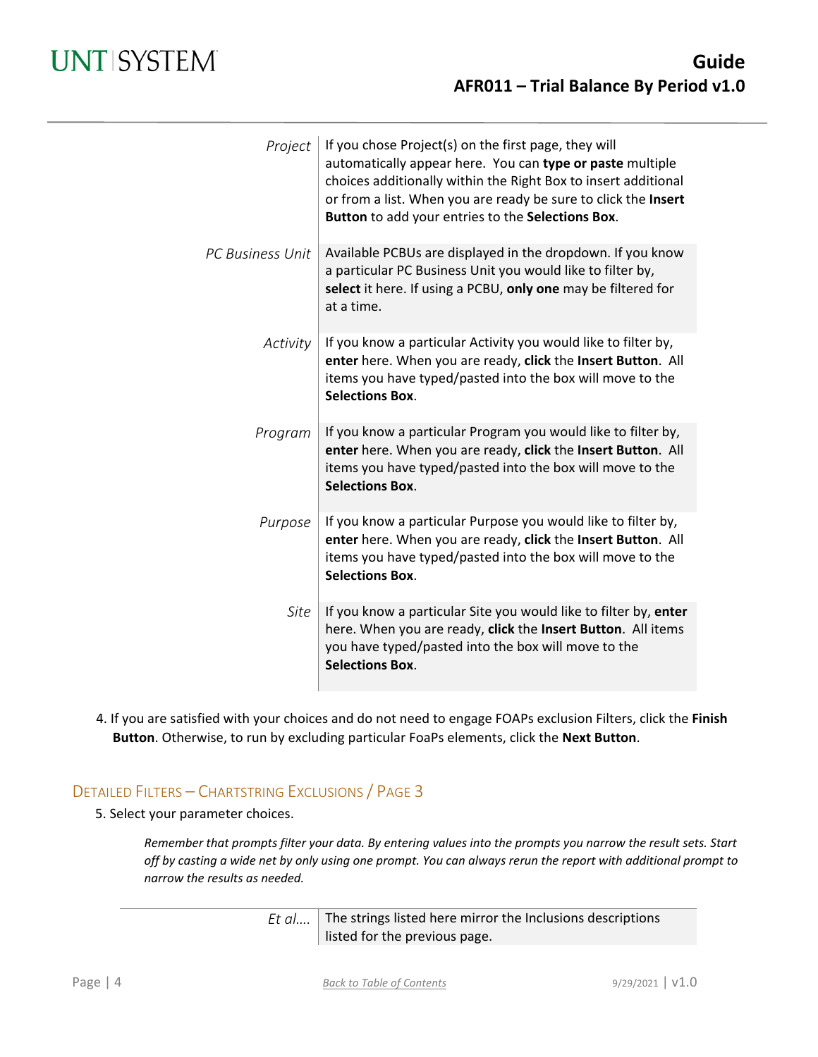| | |
|---|---|
| *Project* | If you chose Project(s) on the first page, they will automatically appear here. You can **type or paste** multiple choices additionally within the Right Box to insert additional or from a list. When you are ready be sure to click the **Insert Button** to add your entries to the **Selections Box**. |
| *PC Business Unit* | Available PCBUs are displayed in the dropdown. If you know a particular PC Business Unit you would like to filter by, **select** it here. If using a PCBU, **only one** may be filtered for at a time. |
| *Activity* | If you know a particular Activity you would like to filter by, **enter** here. When you are ready, **click** the **Insert Button**. All items you have typed/pasted into the box will move to the **Selections Box**. |
| *Program* | If you know a particular Program you would like to filter by, **enter** here. When you are ready, **click** the **Insert Button**. All items you have typed/pasted into the box will move to the **Selections Box**. |
| *Purpose* | If you know a particular Purpose you would like to filter by, **enter** here. When you are ready, **click** the **Insert Button**. All items you have typed/pasted into the box will move to the **Selections Box**. |
| *Site* | If you know a particular Site you would like to filter by, **enter** here. When you are ready, **click** the **Insert Button**. All items you have typed/pasted into the box will move to the **Selections Box**. |

4. If you are satisfied with your choices and do not need to engage FOAPs exclusion Filters, click the **Finish Button**. Otherwise, to run by excluding particular FoaPs elements, click the **Next Button**.

## Detailed Filters – Chartstring Exclusions / Page 3

5. Select your parameter choices.

*Remember that prompts filter your data. By entering values into the prompts you narrow the result sets. Start off by casting a wide net by only using one prompt. You can always rerun the report with additional prompt to narrow the results as needed.*

| | |
|---|---|
| *Et al....* | The strings listed here mirror the Inclusions descriptions listed for the previous page. |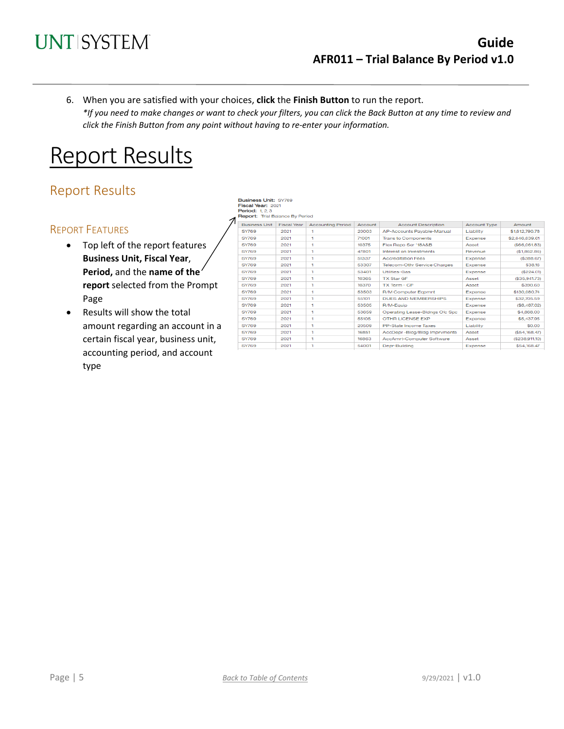6. When you are satisfied with your choices, **click** the **Finish Button** to run the report.
   *\*If you need to make changes or want to check your filters, you can click the Back Button at any time to review and click the Finish Button from any point without having to re-enter your information.*

# Report Results

## Report Results

### Report Features

- Top left of the report features **Business Unit, Fiscal Year**, **Period,** and the **name of the report** selected from the Prompt Page
- Results will show the total amount regarding an account in a certain fiscal year, business unit, accounting period, and account type

**Business Unit:** SY769
**Fiscal Year:** 2021
**Period:** 1, 2, 3
**Report:** Trial Balance By Period

| Business Unit | Fiscal Year | Accounting Period | Account | Account Description | Account Type | Amount |
|---|---|---|---|---|---|---|
| SY769 | 2021 | 1 | 20003 | AP-Accounts Payable-Manual | Liability | $1,512,790.78 |
| SY769 | 2021 | 1 | 71001 | Trans to Components | Expense | $2,646,839.61 |
| SY769 | 2021 | 1 | 10375 | Flex Repo Ser '18A&B | Asset | ($66,061.83) |
| SY769 | 2021 | 1 | 47801 | Interest on Investments | Revenue | ($1,862.85) |
| SY769 | 2021 | 1 | 51337 | Accreditation Fees | Expense | ($388.67) |
| SY769 | 2021 | 1 | 53307 | Telecom-Othr Service Charges | Expense | $38.18 |
| SY769 | 2021 | 1 | 53401 | Utilities-Gas | Expense | ($224.01) |
| SY769 | 2021 | 1 | 10365 | TX Star GF | Asset | ($35,941.73) |
| SY769 | 2021 | 1 | 10370 | TX Term - GF | Asset | $390.60 |
| SY769 | 2021 | 1 | 53503 | R/M Computer Eqpmnt | Expense | $130,080.74 |
| SY769 | 2021 | 1 | 55101 | DUES AND MEMBERSHIPS | Expense | $32,705.59 |
| SY769 | 2021 | 1 | 53505 | R/M-Equip | Expense | ($8,487.02) |
| SY769 | 2021 | 1 | 53659 | Operating Lease-Bldngs Ofc Spc | Expense | $4,888.00 |
| SY769 | 2021 | 1 | 55105 | OTHR LICENSE EXP | Expense | $5,437.95 |
| SY769 | 2021 | 1 | 20509 | PP-State Income Taxes | Liability | $0.00 |
| SY769 | 2021 | 1 | 16851 | AccDepr -Bldg/Bldg Imprvments | Asset | ($54,168.47) |
| SY769 | 2021 | 1 | 16863 | AccAmrt-Computer Software | Asset | ($238,911.10) |
| SY769 | 2021 | 1 | 54001 | Depr-Building | Expense | $54,168.47 |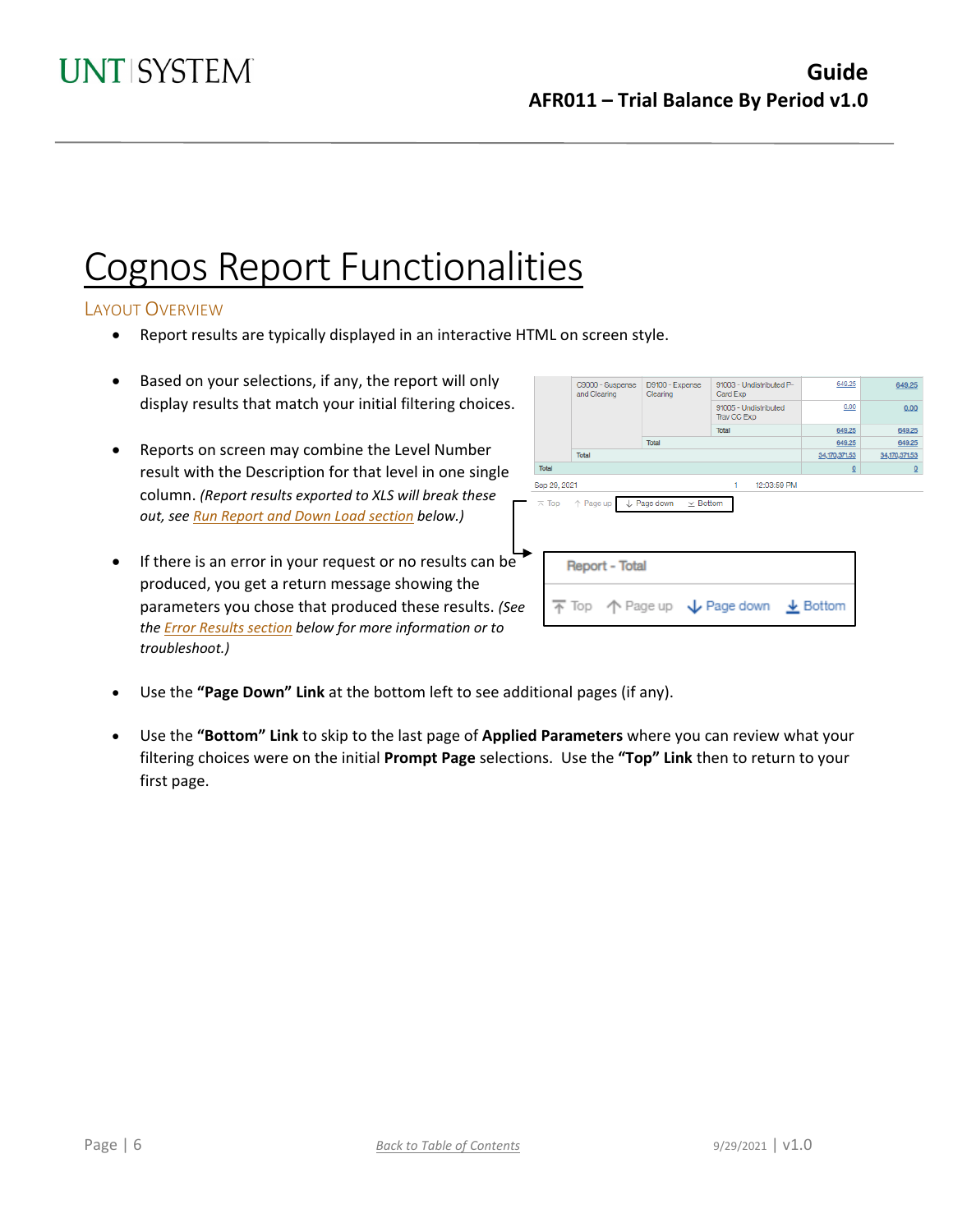# Cognos Report Functionalities

## Layout Overview

- Report results are typically displayed in an interactive HTML on screen style.

- Based on your selections, if any, the report will only display results that match your initial filtering choices.

- Reports on screen may combine the Level Number result with the Description for that level in one single column. *(Report results exported to XLS will break these out, see Run Report and Down Load section below.)*

- If there is an error in your request or no results can be produced, you get a return message showing the parameters you chose that produced these results. *(See the Error Results section below for more information or to troubleshoot.)*

- Use the **"Page Down" Link** at the bottom left to see additional pages (if any).

- Use the **"Bottom" Link** to skip to the last page of **Applied Parameters** where you can review what your filtering choices were on the initial **Prompt Page** selections. Use the **"Top" Link** then to return to your first page.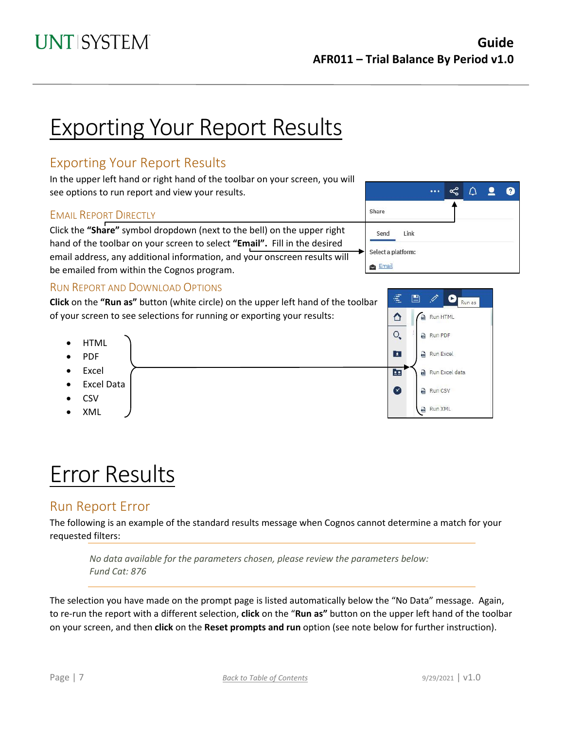# Exporting Your Report Results

## Exporting Your Report Results

In the upper left hand or right hand of the toolbar on your screen, you will see options to run report and view your results.

### Email Report Directly

Click the **"Share"** symbol dropdown (next to the bell) on the upper right hand of the toolbar on your screen to select **"Email".** Fill in the desired email address, any additional information, and your onscreen results will be emailed from within the Cognos program.

### Run Report and Download Options

**Click** on the **"Run as"** button (white circle) on the upper left hand of the toolbar of your screen to see selections for running or exporting your results:

- HTML
- PDF
- Excel
- Excel Data
- CSV
- XML

# Error Results

## Run Report Error

The following is an example of the standard results message when Cognos cannot determine a match for your requested filters:

> *No data available for the parameters chosen, please review the parameters below:*
> *Fund Cat: 876*

The selection you have made on the prompt page is listed automatically below the "No Data" message. Again, to re-run the report with a different selection, **click** on the "**Run as"** button on the upper left hand of the toolbar on your screen, and then **click** on the **Reset prompts and run** option (see note below for further instruction).